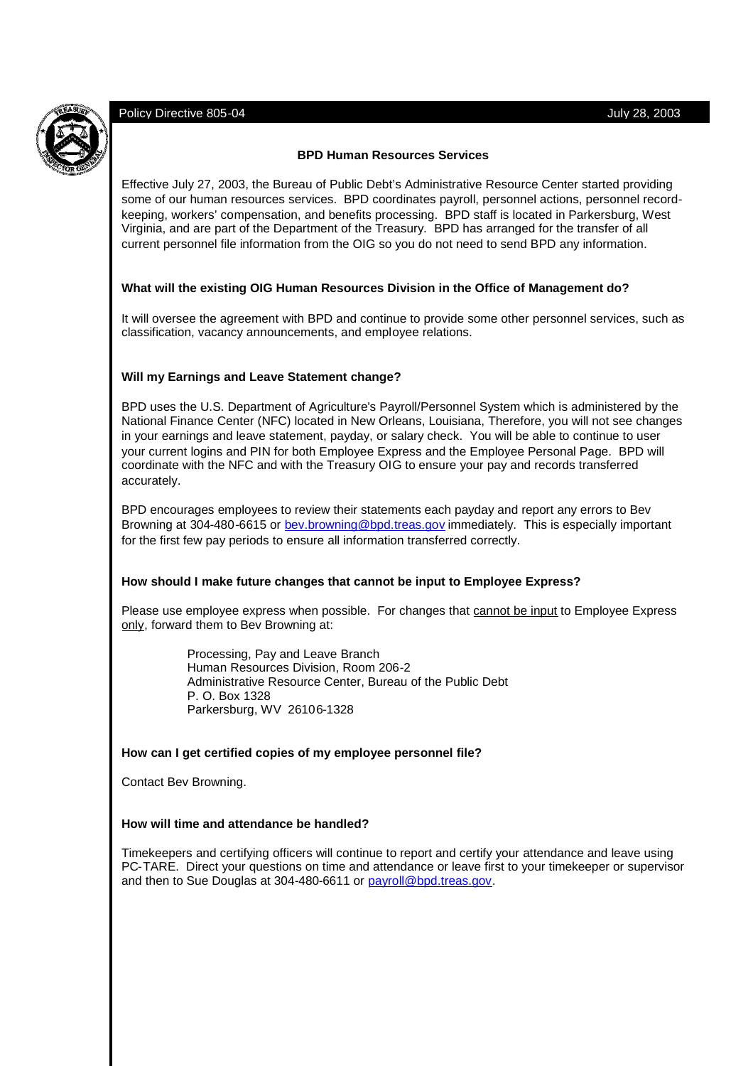Policy Directive 805-04 July 28, 2003

## BPD Human Resources Services

Effective July 27, 2003, the Bureau of Public Debt's Administrative Resource Center started providing some of our human resources services. BPD coordinates payroll, personnel actions, personnel record-keeping, workers' compensation, and benefits processing. BPD staff is located in Parkersburg, West Virginia, and are part of the Department of the Treasury. BPD has arranged for the transfer of all current personnel file information from the OIG so you do not need to send BPD any information.

### What will the existing OIG Human Resources Division in the Office of Management do?

It will oversee the agreement with BPD and continue to provide some other personnel services, such as classification, vacancy announcements, and employee relations.

### Will my Earnings and Leave Statement change?

BPD uses the U.S. Department of Agriculture's Payroll/Personnel System which is administered by the National Finance Center (NFC) located in New Orleans, Louisiana, Therefore, you will not see changes in your earnings and leave statement, payday, or salary check. You will be able to continue to user your current logins and PIN for both Employee Express and the Employee Personal Page. BPD will coordinate with the NFC and with the Treasury OIG to ensure your pay and records transferred accurately.

BPD encourages employees to review their statements each payday and report any errors to Bev Browning at 304-480-6615 or bev.browning@bpd.treas.gov immediately. This is especially important for the first few pay periods to ensure all information transferred correctly.

### How should I make future changes that cannot be input to Employee Express?

Please use employee express when possible. For changes that cannot be input to Employee Express only, forward them to Bev Browning at:

> Processing, Pay and Leave Branch
> Human Resources Division, Room 206-2
> Administrative Resource Center, Bureau of the Public Debt
> P. O. Box 1328
> Parkersburg, WV 26106-1328

### How can I get certified copies of my employee personnel file?

Contact Bev Browning.

### How will time and attendance be handled?

Timekeepers and certifying officers will continue to report and certify your attendance and leave using PC-TARE. Direct your questions on time and attendance or leave first to your timekeeper or supervisor and then to Sue Douglas at 304-480-6611 or payroll@bpd.treas.gov.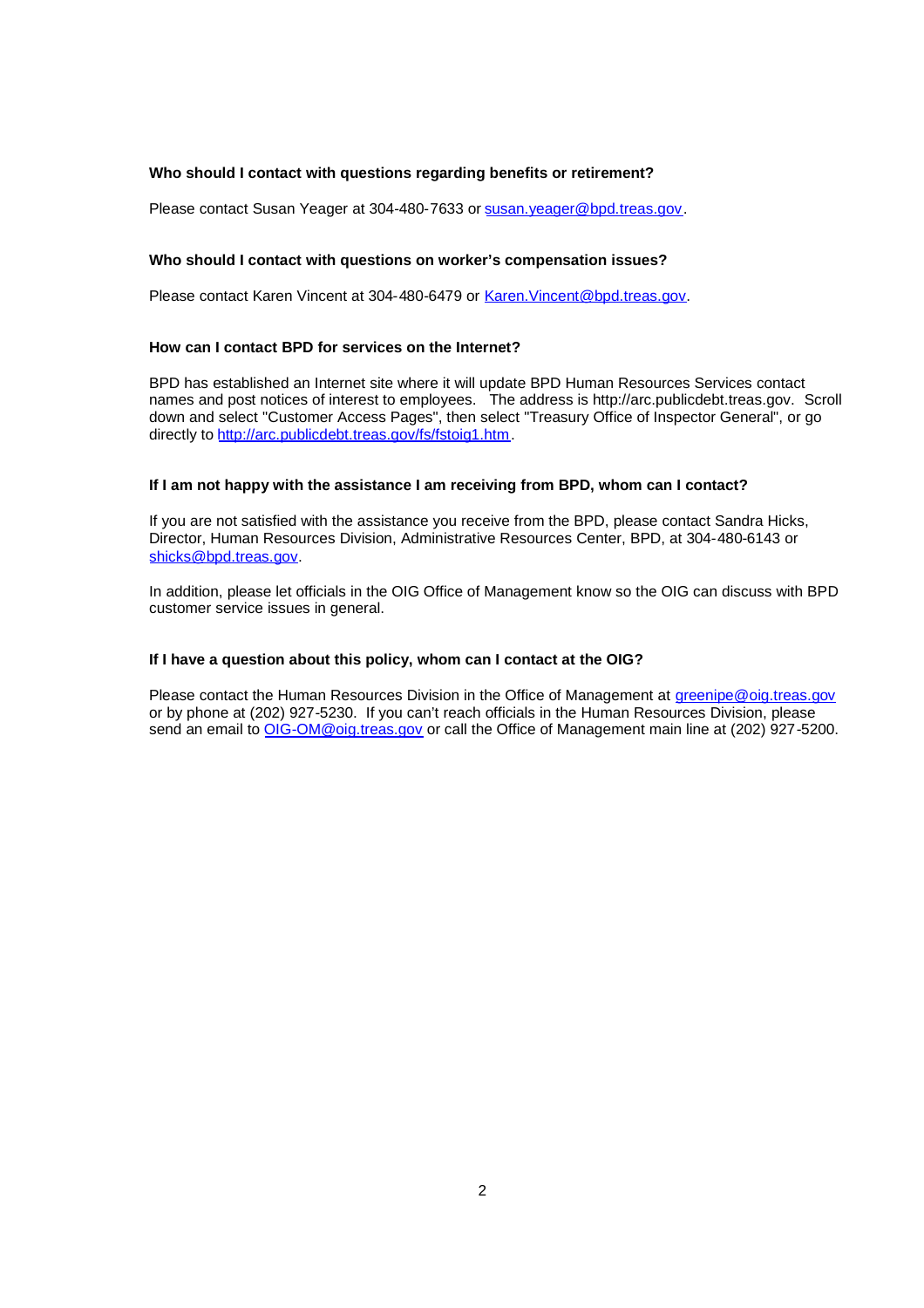**Who should I contact with questions regarding benefits or retirement?**

Please contact Susan Yeager at 304-480-7633 or susan.yeager@bpd.treas.gov.

**Who should I contact with questions on worker's compensation issues?**

Please contact Karen Vincent at 304-480-6479 or Karen.Vincent@bpd.treas.gov.

**How can I contact BPD for services on the Internet?**

BPD has established an Internet site where it will update BPD Human Resources Services contact names and post notices of interest to employees. The address is http://arc.publicdebt.treas.gov. Scroll down and select "Customer Access Pages", then select "Treasury Office of Inspector General", or go directly to http://arc.publicdebt.treas.gov/fs/fstoig1.htm.

**If I am not happy with the assistance I am receiving from BPD, whom can I contact?**

If you are not satisfied with the assistance you receive from the BPD, please contact Sandra Hicks, Director, Human Resources Division, Administrative Resources Center, BPD, at 304-480-6143 or shicks@bpd.treas.gov.

In addition, please let officials in the OIG Office of Management know so the OIG can discuss with BPD customer service issues in general.

**If I have a question about this policy, whom can I contact at the OIG?**

Please contact the Human Resources Division in the Office of Management at greenipe@oig.treas.gov or by phone at (202) 927-5230. If you can't reach officials in the Human Resources Division, please send an email to OIG-OM@oig.treas.gov or call the Office of Management main line at (202) 927-5200.